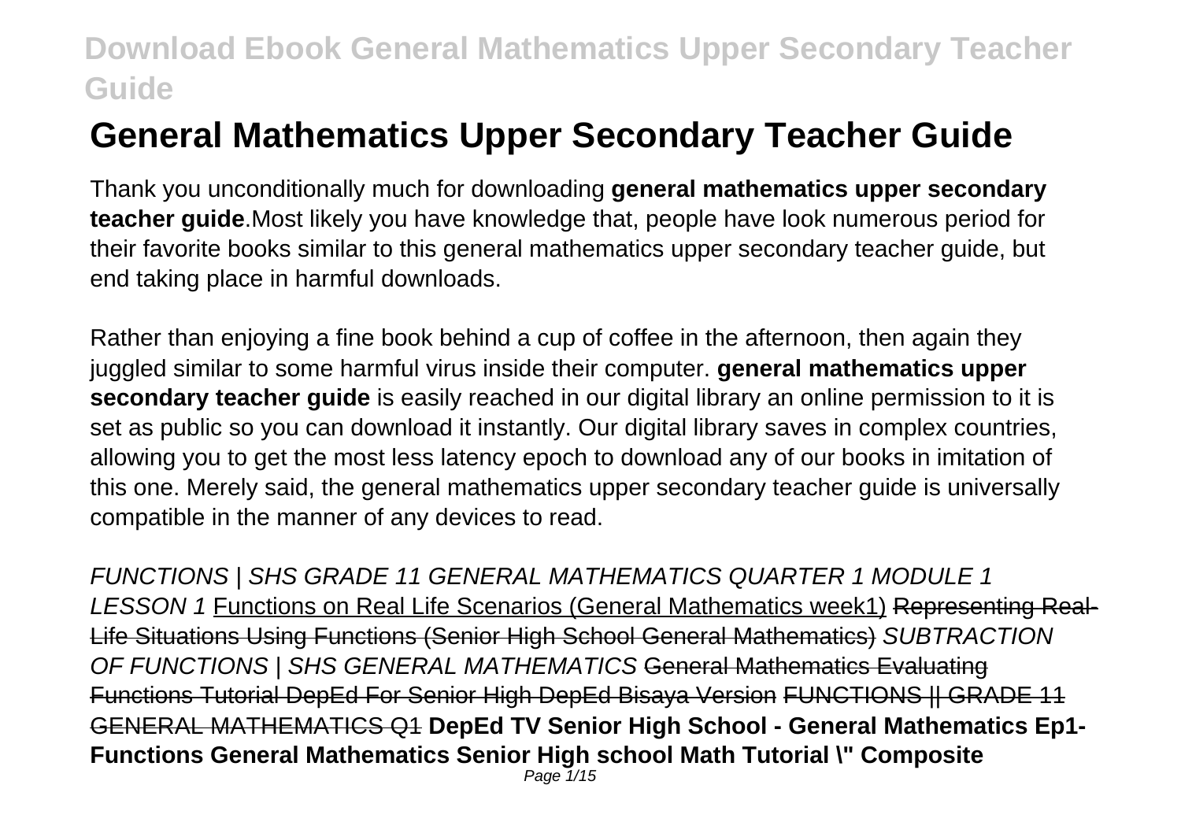# General Mathematics Upper Secondary Teacher Guide

Thank you unconditionally much for downloading **general mathematics upper secondary teacher guide**.Most likely you have knowledge that, people have look numerous period for their favorite books similar to this general mathematics upper secondary teacher guide, but end taking place in harmful downloads.

Rather than enjoying a fine book behind a cup of coffee in the afternoon, then again they juggled similar to some harmful virus inside their computer. **general mathematics upper secondary teacher guide** is easily reached in our digital library an online permission to it is set as public so you can download it instantly. Our digital library saves in complex countries, allowing you to get the most less latency epoch to download any of our books in imitation of this one. Merely said, the general mathematics upper secondary teacher guide is universally compatible in the manner of any devices to read.

*FUNCTIONS | SHS GRADE 11 GENERAL MATHEMATICS QUARTER 1 MODULE 1 LESSON 1* Functions on Real Life Scenarios (General Mathematics week1) ~~Representing Real-Life Situations Using Functions (Senior High School General Mathematics)~~ *SUBTRACTION OF FUNCTIONS | SHS GENERAL MATHEMATICS* ~~General Mathematics Evaluating Functions Tutorial DepEd For Senior High DepEd Bisaya Version~~ ~~FUNCTIONS || GRADE 11 GENERAL MATHEMATICS Q1~~ **DepEd TV Senior High School - General Mathematics Ep1- Functions General Mathematics Senior High school Math Tutorial \" Composite**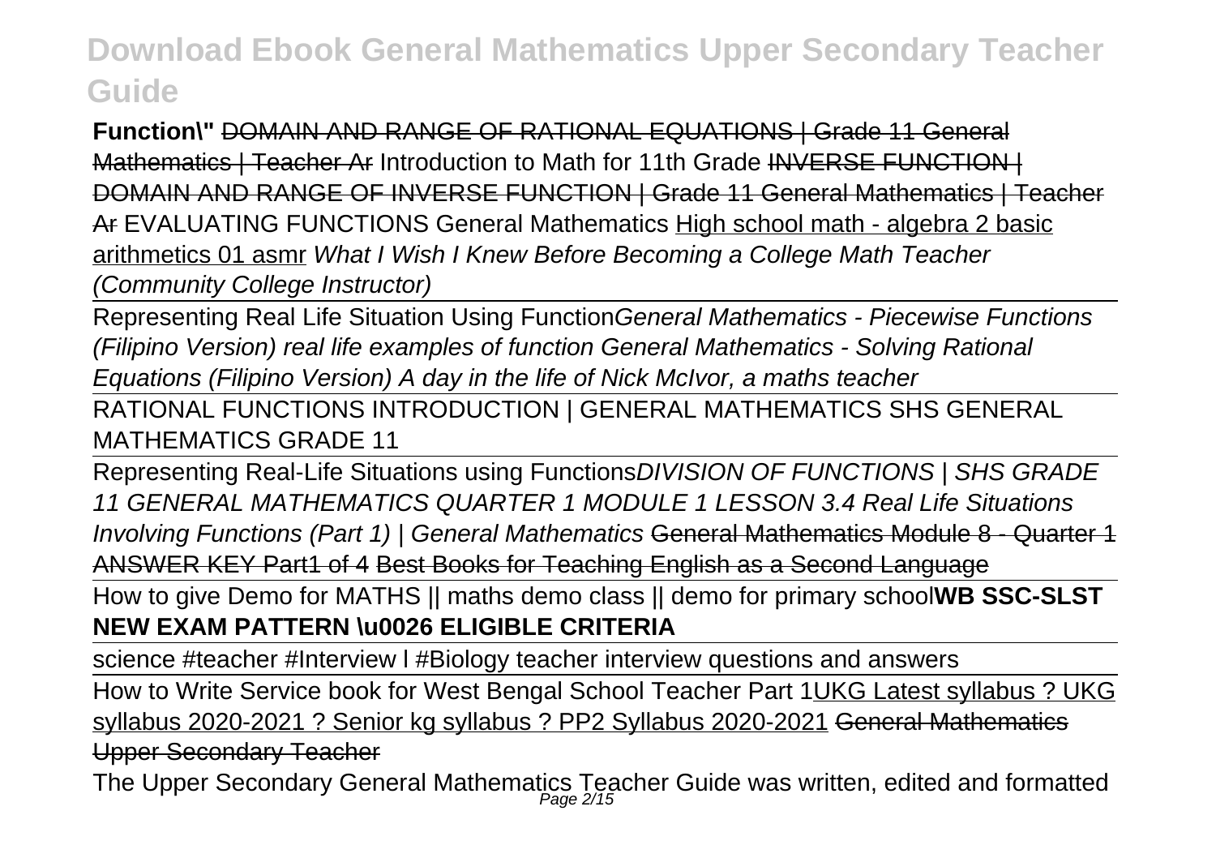**Function\"** ~~DOMAIN AND RANGE OF RATIONAL EQUATIONS | Grade 11 General Mathematics | Teacher Ar~~ Introduction to Math for 11th Grade ~~INVERSE FUNCTION | DOMAIN AND RANGE OF INVERSE FUNCTION | Grade 11 General Mathematics | Teacher Ar~~ EVALUATING FUNCTIONS General Mathematics High school math - algebra 2 basic arithmetics 01 asmr *What I Wish I Knew Before Becoming a College Math Teacher (Community College Instructor)*

Representing Real Life Situation Using Function*General Mathematics - Piecewise Functions (Filipino Version) real life examples of function General Mathematics - Solving Rational Equations (Filipino Version) A day in the life of Nick McIvor, a maths teacher*

RATIONAL FUNCTIONS INTRODUCTION | GENERAL MATHEMATICS SHS GENERAL MATHEMATICS GRADE 11

Representing Real-Life Situations using Functions*DIVISION OF FUNCTIONS | SHS GRADE 11 GENERAL MATHEMATICS QUARTER 1 MODULE 1 LESSON 3.4 Real Life Situations Involving Functions (Part 1) | General Mathematics* ~~General Mathematics Module 8 - Quarter 1 ANSWER KEY Part1 of 4~~ Best Books for Teaching English as a Second Language

How to give Demo for MATHS || maths demo class || demo for primary school**WB SSC-SLST NEW EXAM PATTERN \u0026 ELIGIBLE CRITERIA**

science #teacher #Interview l #Biology teacher interview questions and answers

How to Write Service book for West Bengal School Teacher Part 1UKG Latest syllabus ? UKG syllabus 2020-2021 ? Senior kg syllabus ? PP2 Syllabus 2020-2021 ~~General Mathematics Upper Secondary Teacher~~

The Upper Secondary General Mathematics Teacher Guide was written, edited and formatted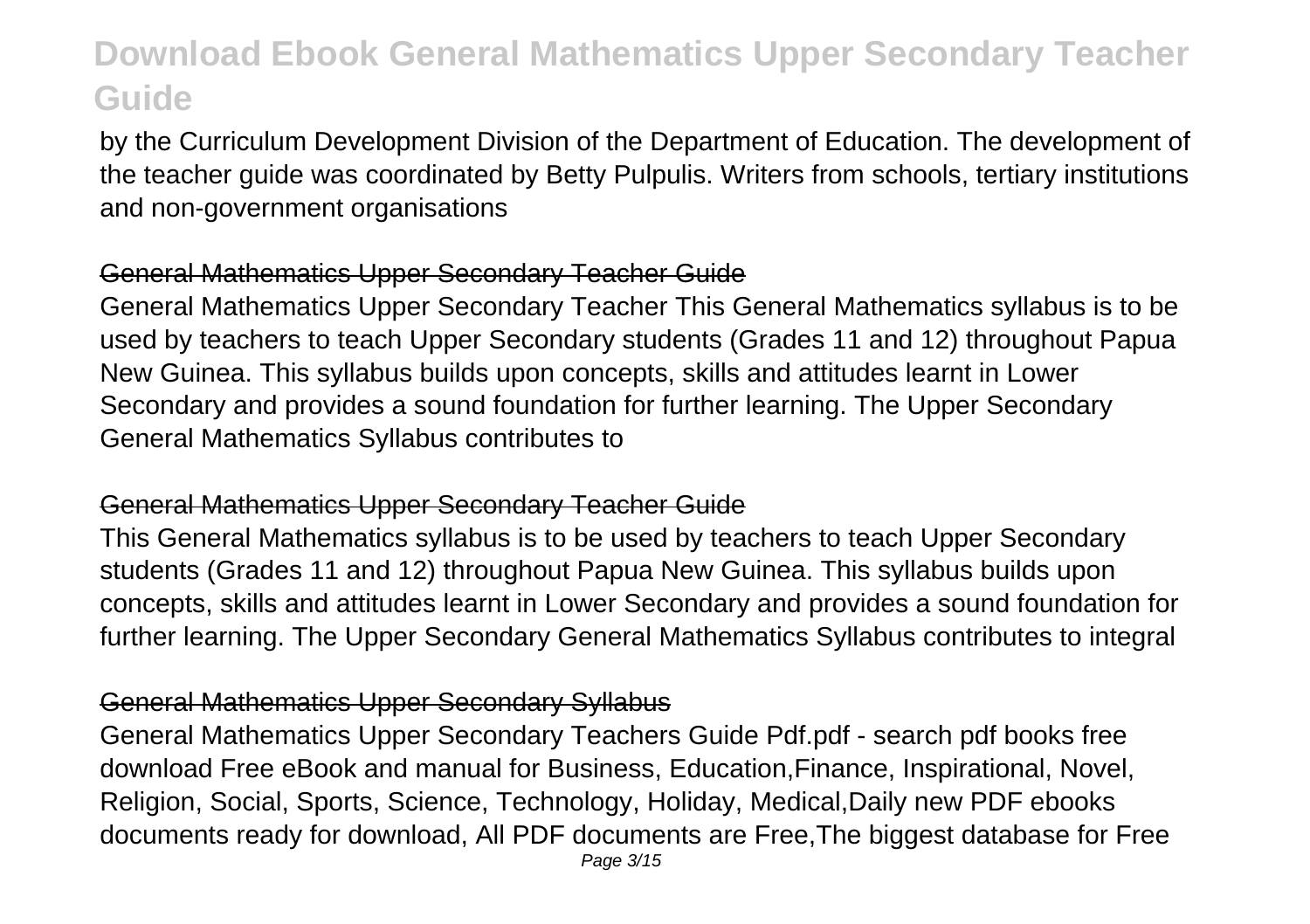by the Curriculum Development Division of the Department of Education. The development of the teacher guide was coordinated by Betty Pulpulis. Writers from schools, tertiary institutions and non-government organisations

### General Mathematics Upper Secondary Teacher Guide

General Mathematics Upper Secondary Teacher This General Mathematics syllabus is to be used by teachers to teach Upper Secondary students (Grades 11 and 12) throughout Papua New Guinea. This syllabus builds upon concepts, skills and attitudes learnt in Lower Secondary and provides a sound foundation for further learning. The Upper Secondary General Mathematics Syllabus contributes to

### General Mathematics Upper Secondary Teacher Guide

This General Mathematics syllabus is to be used by teachers to teach Upper Secondary students (Grades 11 and 12) throughout Papua New Guinea. This syllabus builds upon concepts, skills and attitudes learnt in Lower Secondary and provides a sound foundation for further learning. The Upper Secondary General Mathematics Syllabus contributes to integral

### General Mathematics Upper Secondary Syllabus

General Mathematics Upper Secondary Teachers Guide Pdf.pdf - search pdf books free download Free eBook and manual for Business, Education,Finance, Inspirational, Novel, Religion, Social, Sports, Science, Technology, Holiday, Medical,Daily new PDF ebooks documents ready for download, All PDF documents are Free,The biggest database for Free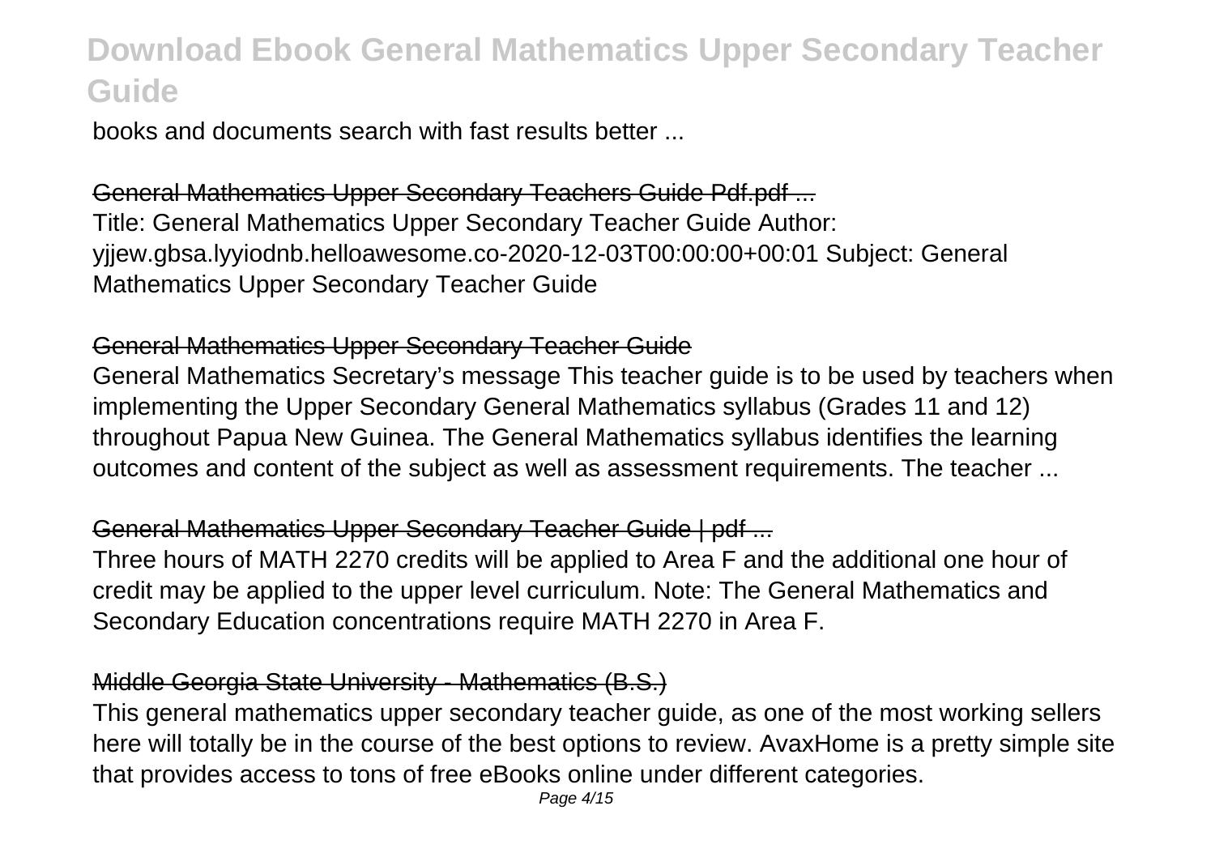books and documents search with fast results better ...

General Mathematics Upper Secondary Teachers Guide Pdf.pdf ...
Title: General Mathematics Upper Secondary Teacher Guide Author: yjjew.gbsa.lyyiodnb.helloawesome.co-2020-12-03T00:00:00+00:01 Subject: General Mathematics Upper Secondary Teacher Guide

General Mathematics Upper Secondary Teacher Guide
General Mathematics Secretary's message This teacher guide is to be used by teachers when implementing the Upper Secondary General Mathematics syllabus (Grades 11 and 12) throughout Papua New Guinea. The General Mathematics syllabus identifies the learning outcomes and content of the subject as well as assessment requirements. The teacher ...

General Mathematics Upper Secondary Teacher Guide | pdf ...
Three hours of MATH 2270 credits will be applied to Area F and the additional one hour of credit may be applied to the upper level curriculum. Note: The General Mathematics and Secondary Education concentrations require MATH 2270 in Area F.

Middle Georgia State University - Mathematics (B.S.)
This general mathematics upper secondary teacher guide, as one of the most working sellers here will totally be in the course of the best options to review. AvaxHome is a pretty simple site that provides access to tons of free eBooks online under different categories.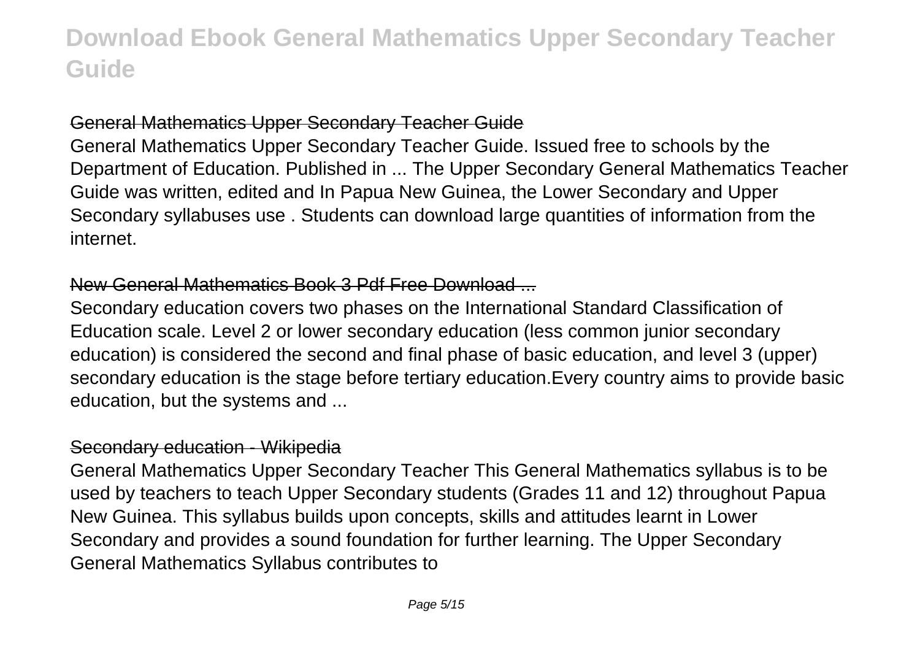# Download Ebook General Mathematics Upper Secondary Teacher Guide

## General Mathematics Upper Secondary Teacher Guide

General Mathematics Upper Secondary Teacher Guide. Issued free to schools by the Department of Education. Published in ... The Upper Secondary General Mathematics Teacher Guide was written, edited and In Papua New Guinea, the Lower Secondary and Upper Secondary syllabuses use . Students can download large quantities of information from the internet.

## New General Mathematics Book 3 Pdf Free Download ...

Secondary education covers two phases on the International Standard Classification of Education scale. Level 2 or lower secondary education (less common junior secondary education) is considered the second and final phase of basic education, and level 3 (upper) secondary education is the stage before tertiary education.Every country aims to provide basic education, but the systems and ...

## Secondary education - Wikipedia

General Mathematics Upper Secondary Teacher This General Mathematics syllabus is to be used by teachers to teach Upper Secondary students (Grades 11 and 12) throughout Papua New Guinea. This syllabus builds upon concepts, skills and attitudes learnt in Lower Secondary and provides a sound foundation for further learning. The Upper Secondary General Mathematics Syllabus contributes to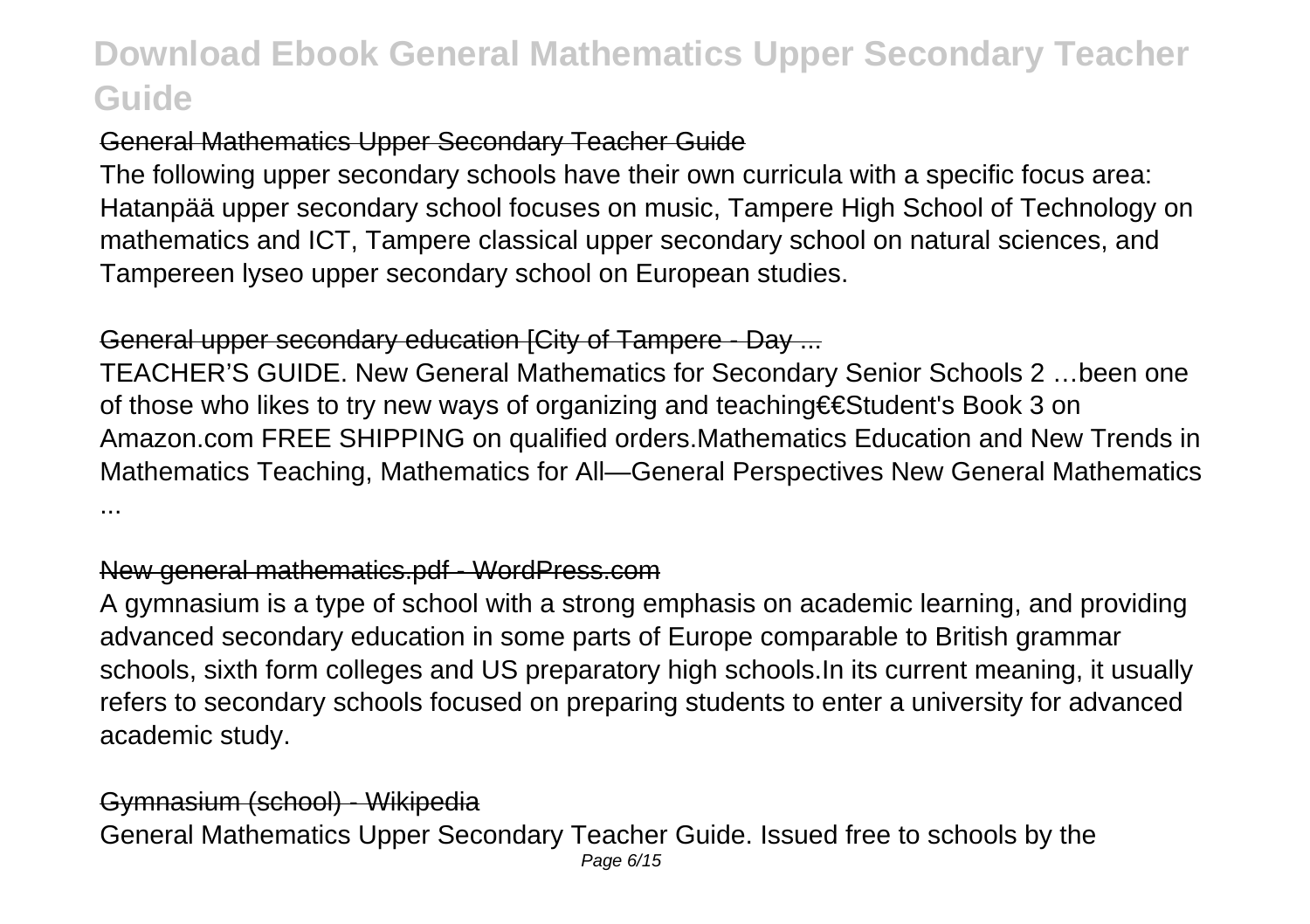## General Mathematics Upper Secondary Teacher Guide

The following upper secondary schools have their own curricula with a specific focus area: Hatanpää upper secondary school focuses on music, Tampere High School of Technology on mathematics and ICT, Tampere classical upper secondary school on natural sciences, and Tampereen lyseo upper secondary school on European studies.

## General upper secondary education [City of Tampere - Day ...

TEACHER'S GUIDE. New General Mathematics for Secondary Senior Schools 2 …been one of those who likes to try new ways of organizing and teaching€€Student's Book 3 on Amazon.com FREE SHIPPING on qualified orders.Mathematics Education and New Trends in Mathematics Teaching, Mathematics for All—General Perspectives New General Mathematics ...

## New general mathematics.pdf - WordPress.com

A gymnasium is a type of school with a strong emphasis on academic learning, and providing advanced secondary education in some parts of Europe comparable to British grammar schools, sixth form colleges and US preparatory high schools.In its current meaning, it usually refers to secondary schools focused on preparing students to enter a university for advanced academic study.

## Gymnasium (school) - Wikipedia

General Mathematics Upper Secondary Teacher Guide. Issued free to schools by the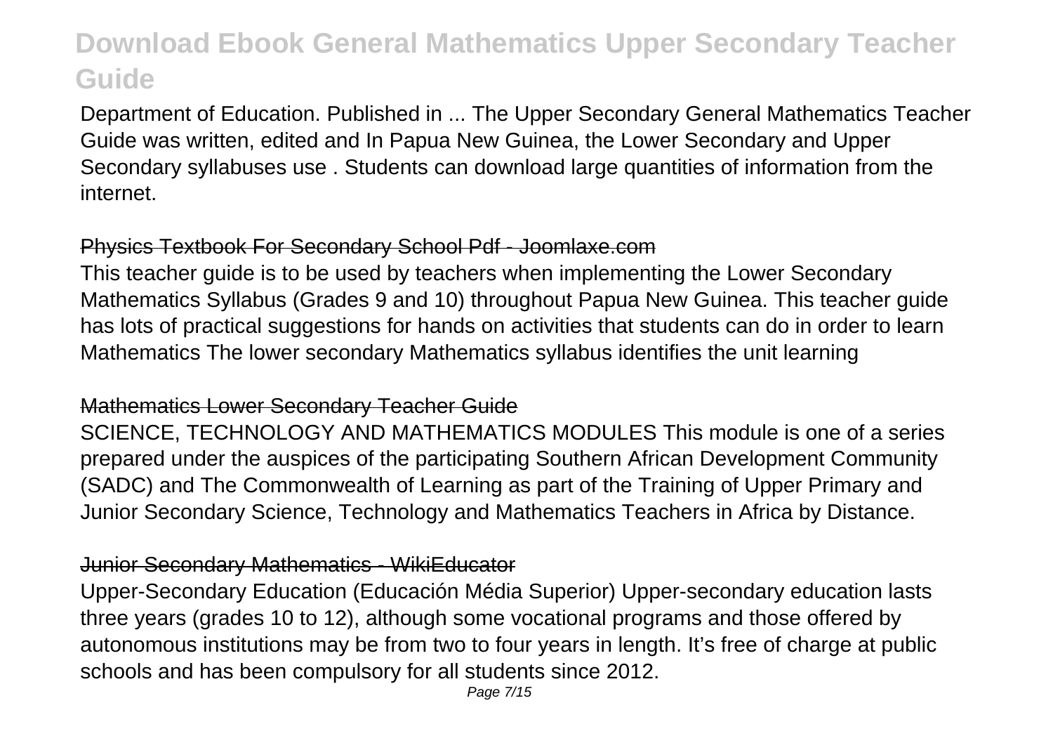Department of Education. Published in ... The Upper Secondary General Mathematics Teacher Guide was written, edited and In Papua New Guinea, the Lower Secondary and Upper Secondary syllabuses use . Students can download large quantities of information from the internet.

## Physics Textbook For Secondary School Pdf - Joomlaxe.com

This teacher guide is to be used by teachers when implementing the Lower Secondary Mathematics Syllabus (Grades 9 and 10) throughout Papua New Guinea. This teacher guide has lots of practical suggestions for hands on activities that students can do in order to learn Mathematics The lower secondary Mathematics syllabus identifies the unit learning

## Mathematics Lower Secondary Teacher Guide

SCIENCE, TECHNOLOGY AND MATHEMATICS MODULES This module is one of a series prepared under the auspices of the participating Southern African Development Community (SADC) and The Commonwealth of Learning as part of the Training of Upper Primary and Junior Secondary Science, Technology and Mathematics Teachers in Africa by Distance.

## Junior Secondary Mathematics - WikiEducator

Upper-Secondary Education (Educación Média Superior) Upper-secondary education lasts three years (grades 10 to 12), although some vocational programs and those offered by autonomous institutions may be from two to four years in length. It's free of charge at public schools and has been compulsory for all students since 2012.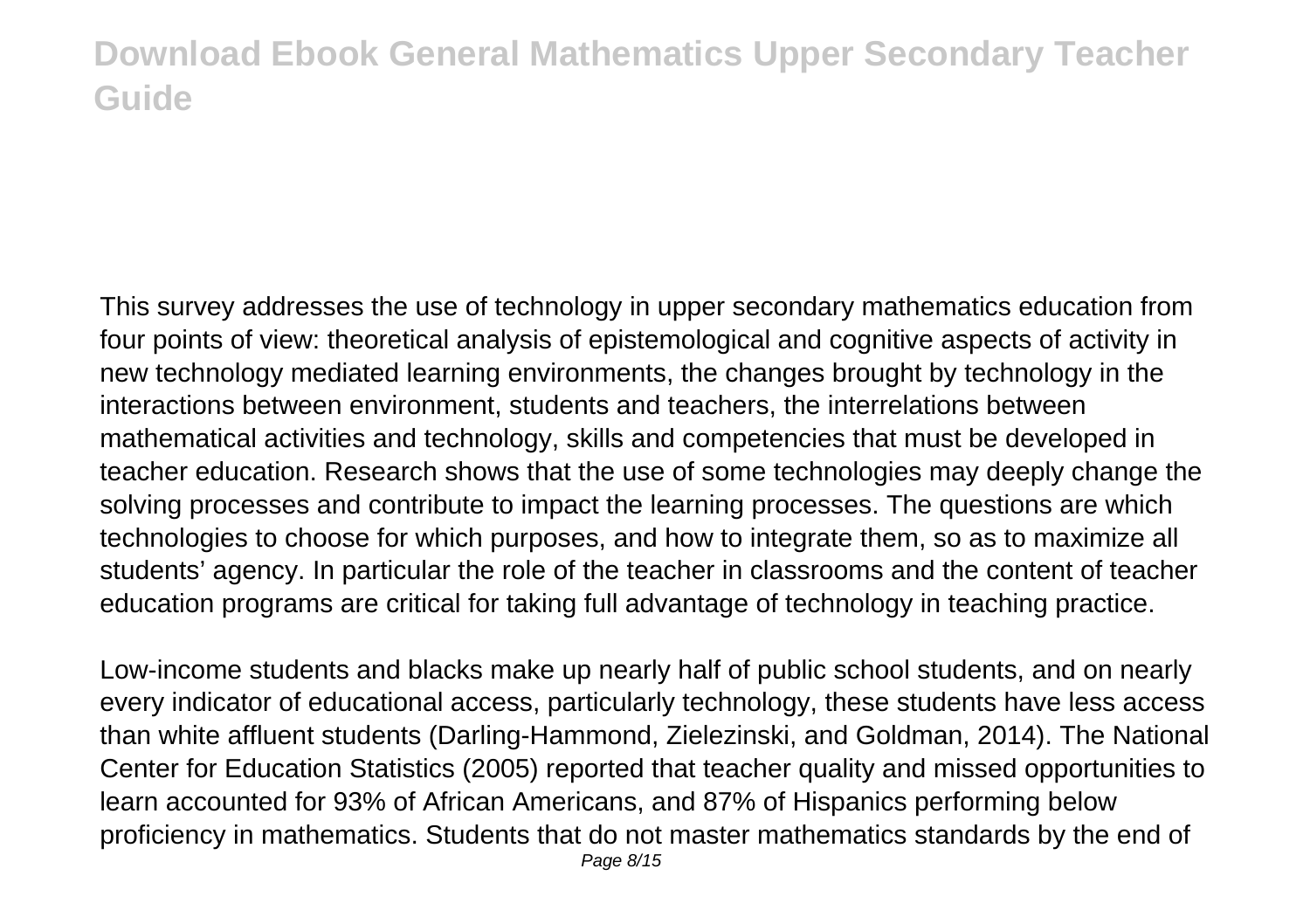This survey addresses the use of technology in upper secondary mathematics education from four points of view: theoretical analysis of epistemological and cognitive aspects of activity in new technology mediated learning environments, the changes brought by technology in the interactions between environment, students and teachers, the interrelations between mathematical activities and technology, skills and competencies that must be developed in teacher education. Research shows that the use of some technologies may deeply change the solving processes and contribute to impact the learning processes. The questions are which technologies to choose for which purposes, and how to integrate them, so as to maximize all students' agency. In particular the role of the teacher in classrooms and the content of teacher education programs are critical for taking full advantage of technology in teaching practice.

Low-income students and blacks make up nearly half of public school students, and on nearly every indicator of educational access, particularly technology, these students have less access than white affluent students (Darling-Hammond, Zielezinski, and Goldman, 2014). The National Center for Education Statistics (2005) reported that teacher quality and missed opportunities to learn accounted for 93% of African Americans, and 87% of Hispanics performing below proficiency in mathematics. Students that do not master mathematics standards by the end of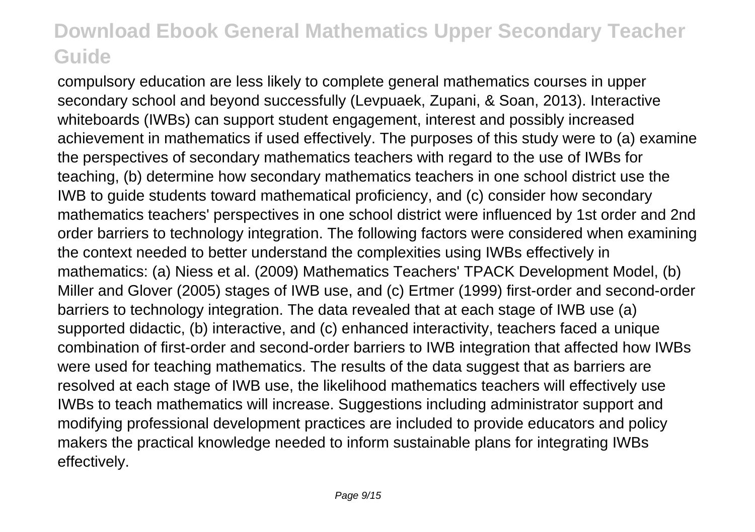compulsory education are less likely to complete general mathematics courses in upper secondary school and beyond successfully (Levpuaek, Zupani, & Soan, 2013). Interactive whiteboards (IWBs) can support student engagement, interest and possibly increased achievement in mathematics if used effectively. The purposes of this study were to (a) examine the perspectives of secondary mathematics teachers with regard to the use of IWBs for teaching, (b) determine how secondary mathematics teachers in one school district use the IWB to guide students toward mathematical proficiency, and (c) consider how secondary mathematics teachers' perspectives in one school district were influenced by 1st order and 2nd order barriers to technology integration. The following factors were considered when examining the context needed to better understand the complexities using IWBs effectively in mathematics: (a) Niess et al. (2009) Mathematics Teachers' TPACK Development Model, (b) Miller and Glover (2005) stages of IWB use, and (c) Ertmer (1999) first-order and second-order barriers to technology integration. The data revealed that at each stage of IWB use (a) supported didactic, (b) interactive, and (c) enhanced interactivity, teachers faced a unique combination of first-order and second-order barriers to IWB integration that affected how IWBs were used for teaching mathematics. The results of the data suggest that as barriers are resolved at each stage of IWB use, the likelihood mathematics teachers will effectively use IWBs to teach mathematics will increase. Suggestions including administrator support and modifying professional development practices are included to provide educators and policy makers the practical knowledge needed to inform sustainable plans for integrating IWBs effectively.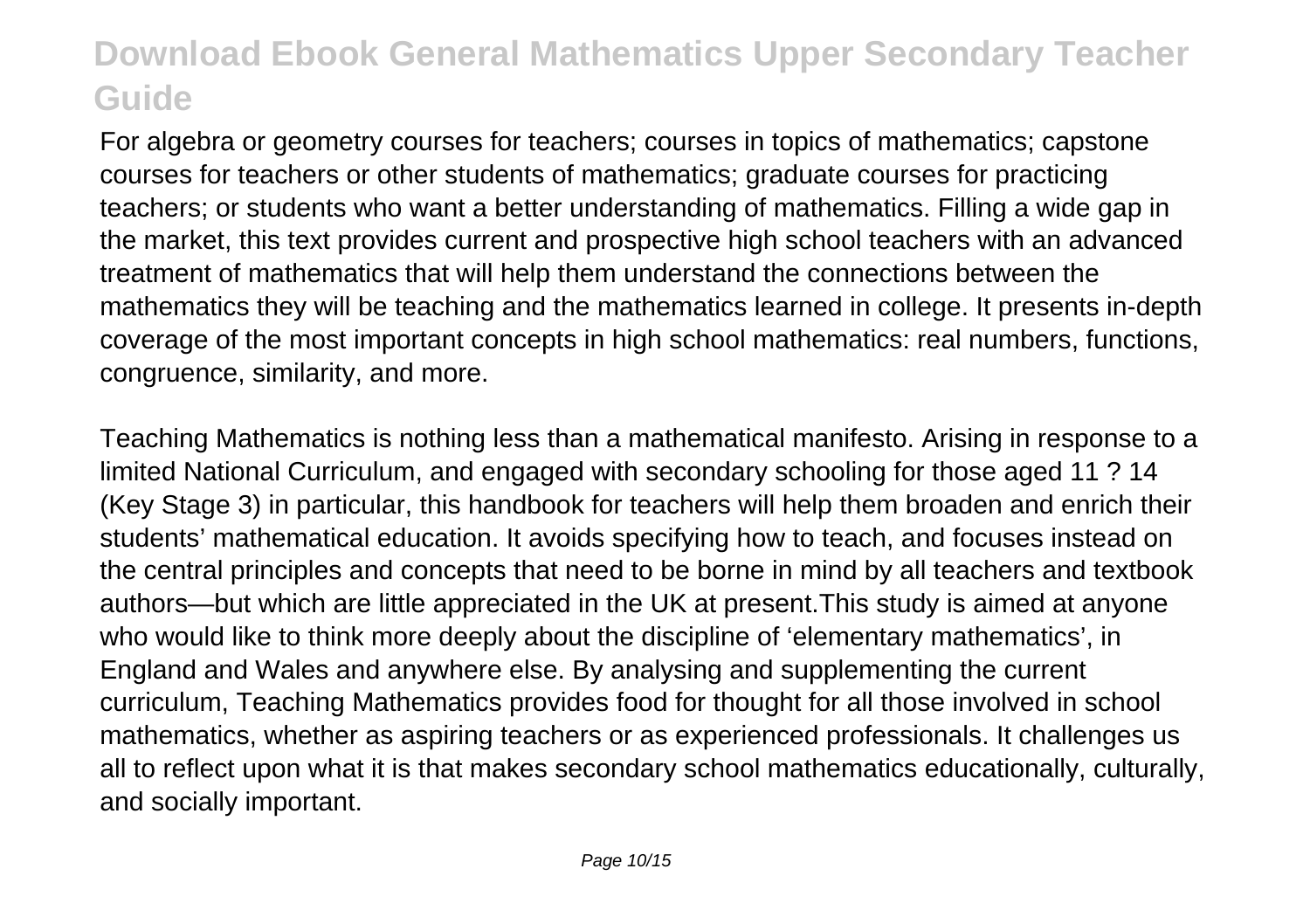For algebra or geometry courses for teachers; courses in topics of mathematics; capstone courses for teachers or other students of mathematics; graduate courses for practicing teachers; or students who want a better understanding of mathematics. Filling a wide gap in the market, this text provides current and prospective high school teachers with an advanced treatment of mathematics that will help them understand the connections between the mathematics they will be teaching and the mathematics learned in college. It presents in-depth coverage of the most important concepts in high school mathematics: real numbers, functions, congruence, similarity, and more.

Teaching Mathematics is nothing less than a mathematical manifesto. Arising in response to a limited National Curriculum, and engaged with secondary schooling for those aged 11 ? 14 (Key Stage 3) in particular, this handbook for teachers will help them broaden and enrich their students' mathematical education. It avoids specifying how to teach, and focuses instead on the central principles and concepts that need to be borne in mind by all teachers and textbook authors—but which are little appreciated in the UK at present.This study is aimed at anyone who would like to think more deeply about the discipline of 'elementary mathematics', in England and Wales and anywhere else. By analysing and supplementing the current curriculum, Teaching Mathematics provides food for thought for all those involved in school mathematics, whether as aspiring teachers or as experienced professionals. It challenges us all to reflect upon what it is that makes secondary school mathematics educationally, culturally, and socially important.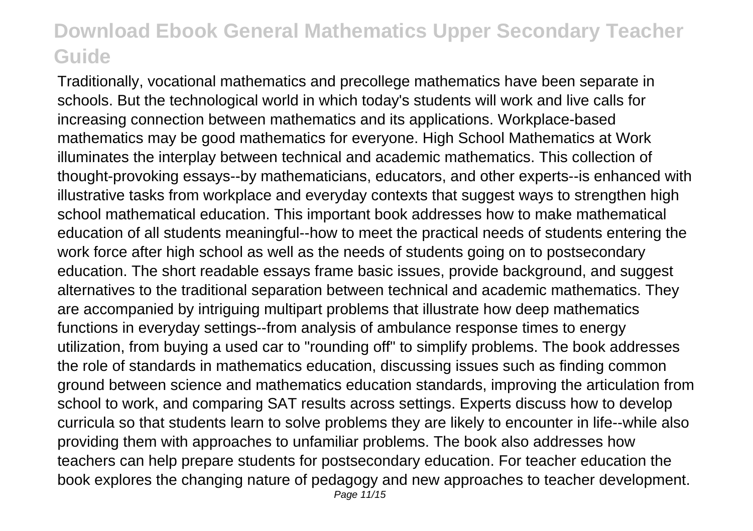Traditionally, vocational mathematics and precollege mathematics have been separate in schools. But the technological world in which today's students will work and live calls for increasing connection between mathematics and its applications. Workplace-based mathematics may be good mathematics for everyone. High School Mathematics at Work illuminates the interplay between technical and academic mathematics. This collection of thought-provoking essays--by mathematicians, educators, and other experts--is enhanced with illustrative tasks from workplace and everyday contexts that suggest ways to strengthen high school mathematical education. This important book addresses how to make mathematical education of all students meaningful--how to meet the practical needs of students entering the work force after high school as well as the needs of students going on to postsecondary education. The short readable essays frame basic issues, provide background, and suggest alternatives to the traditional separation between technical and academic mathematics. They are accompanied by intriguing multipart problems that illustrate how deep mathematics functions in everyday settings--from analysis of ambulance response times to energy utilization, from buying a used car to "rounding off" to simplify problems. The book addresses the role of standards in mathematics education, discussing issues such as finding common ground between science and mathematics education standards, improving the articulation from school to work, and comparing SAT results across settings. Experts discuss how to develop curricula so that students learn to solve problems they are likely to encounter in life--while also providing them with approaches to unfamiliar problems. The book also addresses how teachers can help prepare students for postsecondary education. For teacher education the book explores the changing nature of pedagogy and new approaches to teacher development.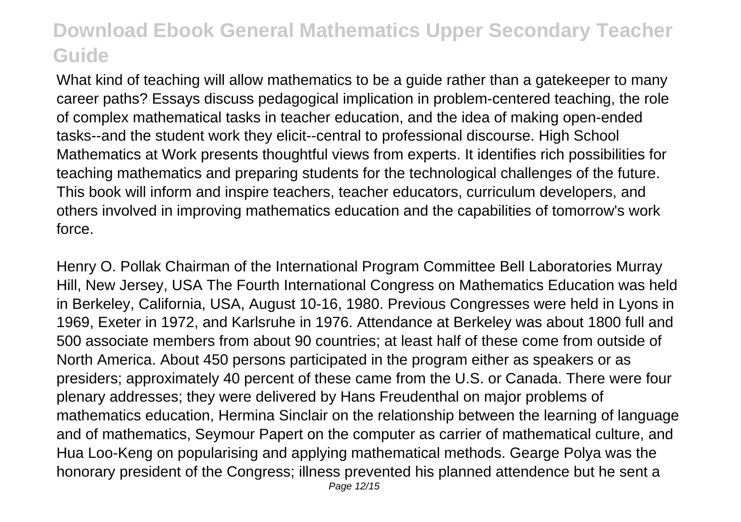What kind of teaching will allow mathematics to be a guide rather than a gatekeeper to many career paths? Essays discuss pedagogical implication in problem-centered teaching, the role of complex mathematical tasks in teacher education, and the idea of making open-ended tasks--and the student work they elicit--central to professional discourse. High School Mathematics at Work presents thoughtful views from experts. It identifies rich possibilities for teaching mathematics and preparing students for the technological challenges of the future. This book will inform and inspire teachers, teacher educators, curriculum developers, and others involved in improving mathematics education and the capabilities of tomorrow's work force.

Henry O. Pollak Chairman of the International Program Committee Bell Laboratories Murray Hill, New Jersey, USA The Fourth International Congress on Mathematics Education was held in Berkeley, California, USA, August 10-16, 1980. Previous Congresses were held in Lyons in 1969, Exeter in 1972, and Karlsruhe in 1976. Attendance at Berkeley was about 1800 full and 500 associate members from about 90 countries; at least half of these come from outside of North America. About 450 persons participated in the program either as speakers or as presiders; approximately 40 percent of these came from the U.S. or Canada. There were four plenary addresses; they were delivered by Hans Freudenthal on major problems of mathematics education, Hermina Sinclair on the relationship between the learning of language and of mathematics, Seymour Papert on the computer as carrier of mathematical culture, and Hua Loo-Keng on popularising and applying mathematical methods. Gearge Polya was the honorary president of the Congress; illness prevented his planned attendence but he sent a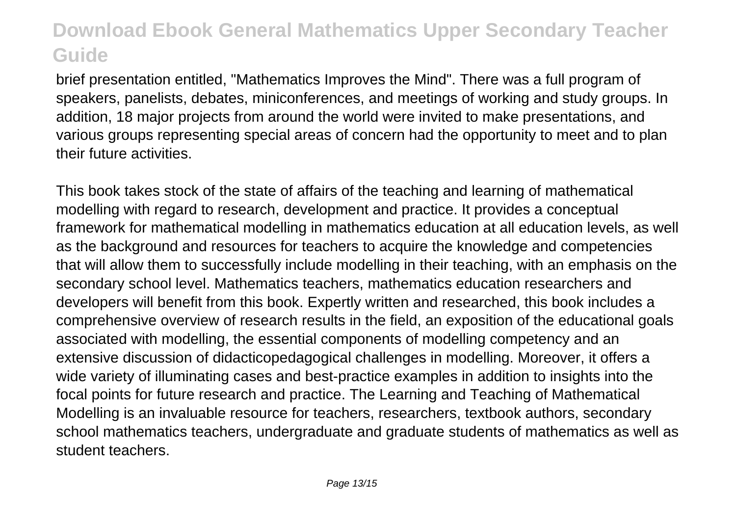brief presentation entitled, "Mathematics Improves the Mind". There was a full program of speakers, panelists, debates, miniconferences, and meetings of working and study groups. In addition, 18 major projects from around the world were invited to make presentations, and various groups representing special areas of concern had the opportunity to meet and to plan their future activities.

This book takes stock of the state of affairs of the teaching and learning of mathematical modelling with regard to research, development and practice. It provides a conceptual framework for mathematical modelling in mathematics education at all education levels, as well as the background and resources for teachers to acquire the knowledge and competencies that will allow them to successfully include modelling in their teaching, with an emphasis on the secondary school level. Mathematics teachers, mathematics education researchers and developers will benefit from this book. Expertly written and researched, this book includes a comprehensive overview of research results in the field, an exposition of the educational goals associated with modelling, the essential components of modelling competency and an extensive discussion of didacticopedagogical challenges in modelling. Moreover, it offers a wide variety of illuminating cases and best-practice examples in addition to insights into the focal points for future research and practice. The Learning and Teaching of Mathematical Modelling is an invaluable resource for teachers, researchers, textbook authors, secondary school mathematics teachers, undergraduate and graduate students of mathematics as well as student teachers.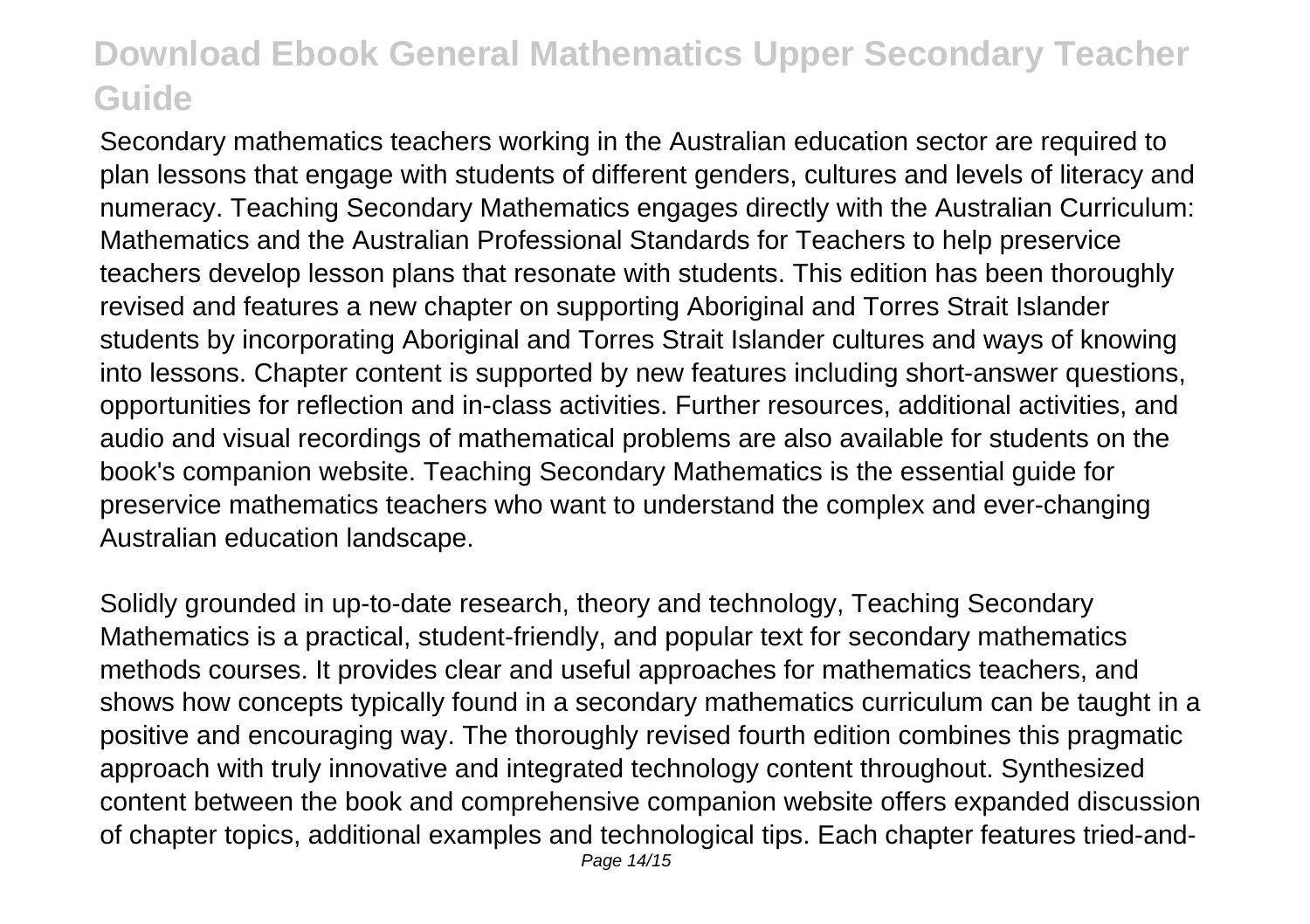Secondary mathematics teachers working in the Australian education sector are required to plan lessons that engage with students of different genders, cultures and levels of literacy and numeracy. Teaching Secondary Mathematics engages directly with the Australian Curriculum: Mathematics and the Australian Professional Standards for Teachers to help preservice teachers develop lesson plans that resonate with students. This edition has been thoroughly revised and features a new chapter on supporting Aboriginal and Torres Strait Islander students by incorporating Aboriginal and Torres Strait Islander cultures and ways of knowing into lessons. Chapter content is supported by new features including short-answer questions, opportunities for reflection and in-class activities. Further resources, additional activities, and audio and visual recordings of mathematical problems are also available for students on the book's companion website. Teaching Secondary Mathematics is the essential guide for preservice mathematics teachers who want to understand the complex and ever-changing Australian education landscape.

Solidly grounded in up-to-date research, theory and technology, Teaching Secondary Mathematics is a practical, student-friendly, and popular text for secondary mathematics methods courses. It provides clear and useful approaches for mathematics teachers, and shows how concepts typically found in a secondary mathematics curriculum can be taught in a positive and encouraging way. The thoroughly revised fourth edition combines this pragmatic approach with truly innovative and integrated technology content throughout. Synthesized content between the book and comprehensive companion website offers expanded discussion of chapter topics, additional examples and technological tips. Each chapter features tried-and-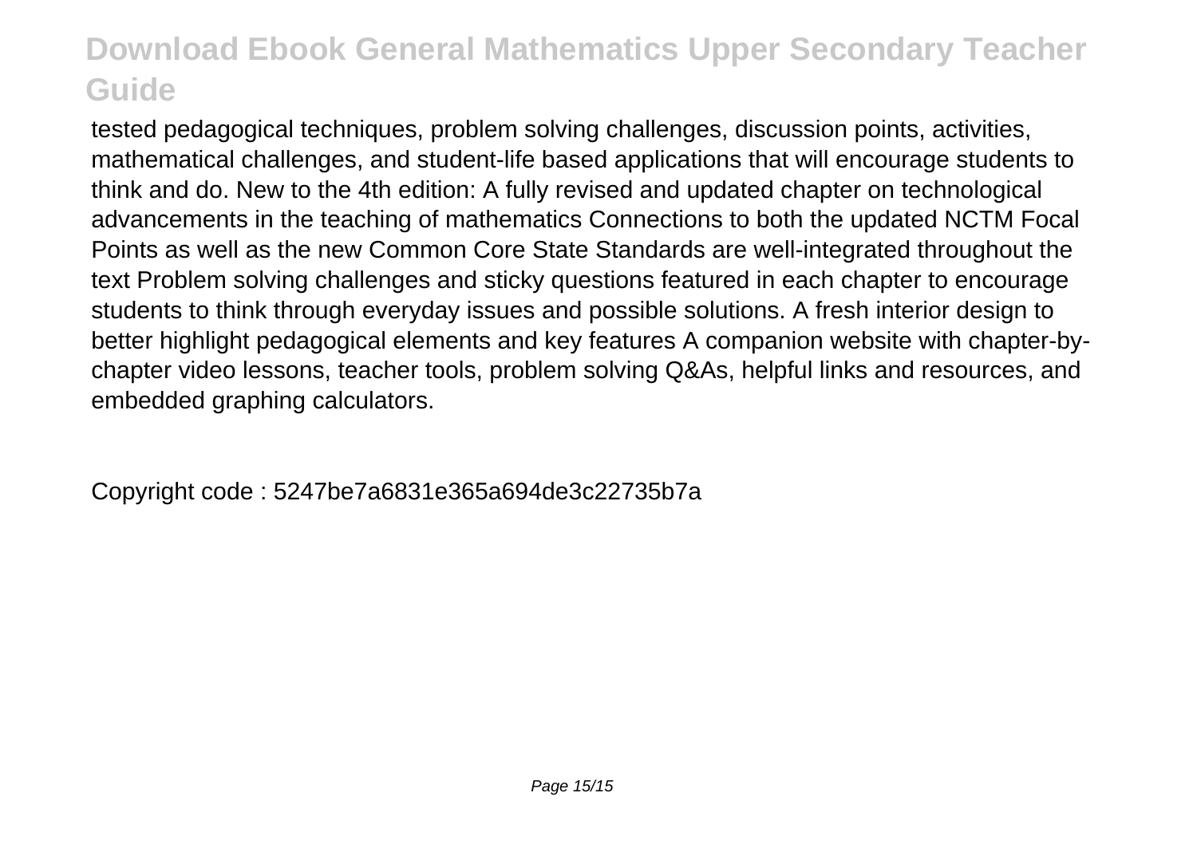tested pedagogical techniques, problem solving challenges, discussion points, activities, mathematical challenges, and student-life based applications that will encourage students to think and do. New to the 4th edition: A fully revised and updated chapter on technological advancements in the teaching of mathematics Connections to both the updated NCTM Focal Points as well as the new Common Core State Standards are well-integrated throughout the text Problem solving challenges and sticky questions featured in each chapter to encourage students to think through everyday issues and possible solutions. A fresh interior design to better highlight pedagogical elements and key features A companion website with chapter-by-chapter video lessons, teacher tools, problem solving Q&As, helpful links and resources, and embedded graphing calculators.

Copyright code : 5247be7a6831e365a694de3c22735b7a